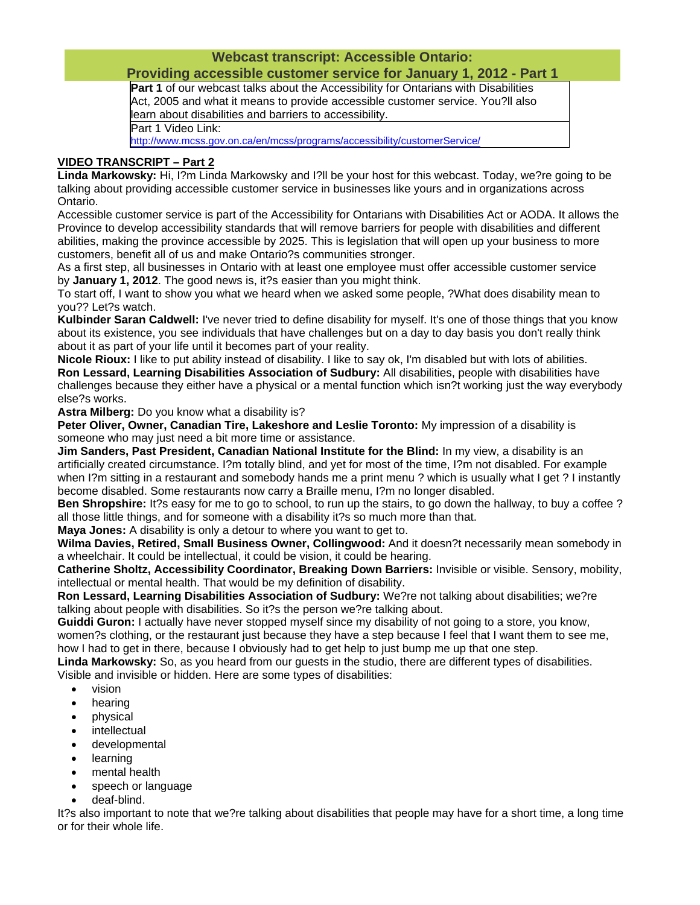# Webcast transcript: Accessible Ontario: Providing accessible customer service for January 1, 2012 - Part 1

| **Part 1** of our webcast talks about the Accessibility for Ontarians with Disabilities Act, 2005 and what it means to provide accessible customer service. You?ll also learn about disabilities and barriers to accessibility. |
| --- |
| Part 1 Video Link: http://www.mcss.gov.on.ca/en/mcss/programs/accessibility/customerService/ |

## VIDEO TRANSCRIPT – Part 2

**Linda Markowsky:** Hi, I?m Linda Markowsky and I?ll be your host for this webcast. Today, we?re going to be talking about providing accessible customer service in businesses like yours and in organizations across Ontario.

Accessible customer service is part of the Accessibility for Ontarians with Disabilities Act or AODA. It allows the Province to develop accessibility standards that will remove barriers for people with disabilities and different abilities, making the province accessible by 2025. This is legislation that will open up your business to more customers, benefit all of us and make Ontario?s communities stronger.

As a first step, all businesses in Ontario with at least one employee must offer accessible customer service by **January 1, 2012**. The good news is, it?s easier than you might think.

To start off, I want to show you what we heard when we asked some people, ?What does disability mean to you?? Let?s watch.

**Kulbinder Saran Caldwell:** I've never tried to define disability for myself. It's one of those things that you know about its existence, you see individuals that have challenges but on a day to day basis you don't really think about it as part of your life until it becomes part of your reality.

**Nicole Rioux:** I like to put ability instead of disability. I like to say ok, I'm disabled but with lots of abilities.

**Ron Lessard, Learning Disabilities Association of Sudbury:** All disabilities, people with disabilities have challenges because they either have a physical or a mental function which isn?t working just the way everybody else?s works.

**Astra Milberg:** Do you know what a disability is?

**Peter Oliver, Owner, Canadian Tire, Lakeshore and Leslie Toronto:** My impression of a disability is someone who may just need a bit more time or assistance.

**Jim Sanders, Past President, Canadian National Institute for the Blind:** In my view, a disability is an artificially created circumstance. I?m totally blind, and yet for most of the time, I?m not disabled. For example when I?m sitting in a restaurant and somebody hands me a print menu ? which is usually what I get ? I instantly become disabled. Some restaurants now carry a Braille menu, I?m no longer disabled.

**Ben Shropshire:** It?s easy for me to go to school, to run up the stairs, to go down the hallway, to buy a coffee ? all those little things, and for someone with a disability it?s so much more than that.

**Maya Jones:** A disability is only a detour to where you want to get to.

**Wilma Davies, Retired, Small Business Owner, Collingwood:** And it doesn?t necessarily mean somebody in a wheelchair. It could be intellectual, it could be vision, it could be hearing.

**Catherine Sholtz, Accessibility Coordinator, Breaking Down Barriers:** Invisible or visible. Sensory, mobility, intellectual or mental health. That would be my definition of disability.

**Ron Lessard, Learning Disabilities Association of Sudbury:** We?re not talking about disabilities; we?re talking about people with disabilities. So it?s the person we?re talking about.

**Guiddi Guron:** I actually have never stopped myself since my disability of not going to a store, you know, women?s clothing, or the restaurant just because they have a step because I feel that I want them to see me, how I had to get in there, because I obviously had to get help to just bump me up that one step.

**Linda Markowsky:** So, as you heard from our guests in the studio, there are different types of disabilities. Visible and invisible or hidden. Here are some types of disabilities:

- vision
- hearing
- physical
- intellectual
- developmental
- learning
- mental health
- speech or language
- deaf-blind.

It?s also important to note that we?re talking about disabilities that people may have for a short time, a long time or for their whole life.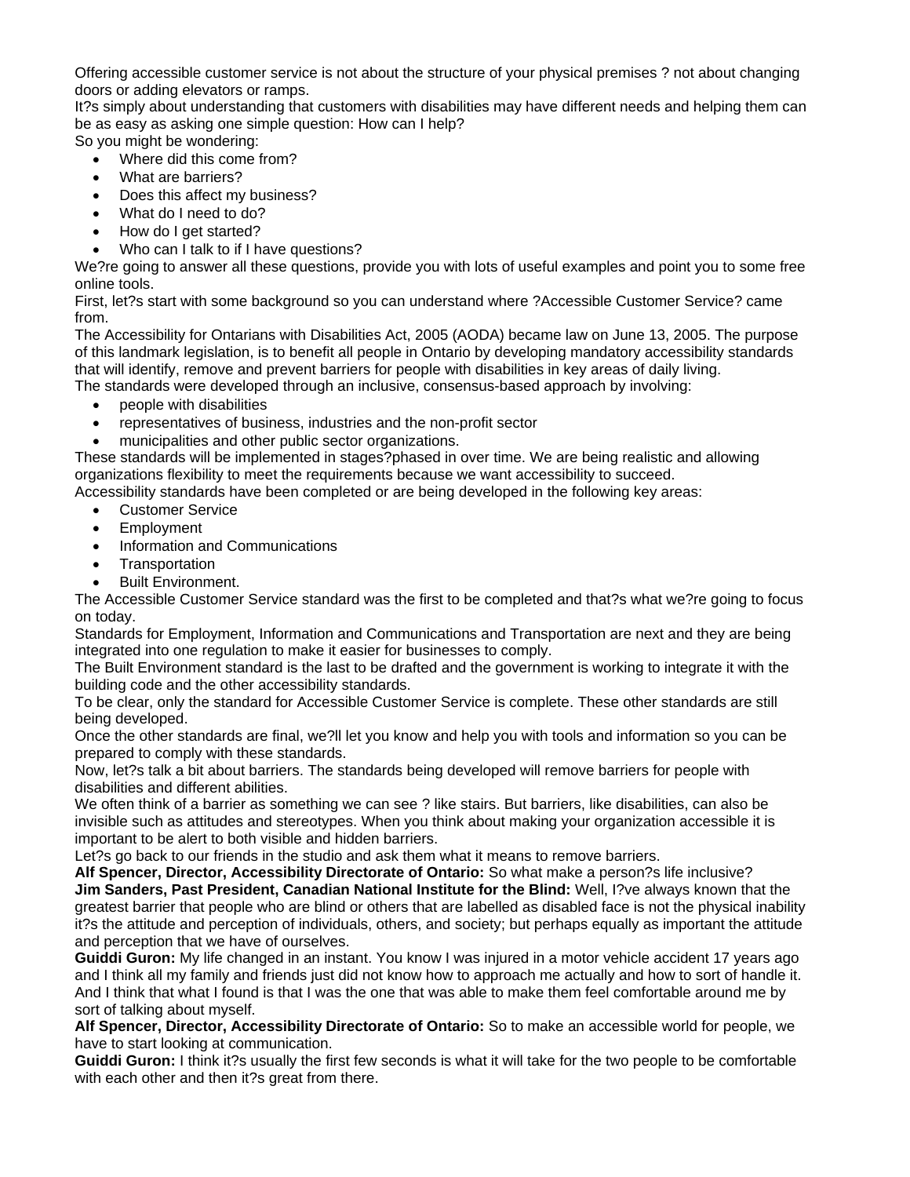Offering accessible customer service is not about the structure of your physical premises ? not about changing doors or adding elevators or ramps.

It?s simply about understanding that customers with disabilities may have different needs and helping them can be as easy as asking one simple question: How can I help?

So you might be wondering:

- Where did this come from?
- What are barriers?
- Does this affect my business?
- What do I need to do?
- How do I get started?
- Who can I talk to if I have questions?

We?re going to answer all these questions, provide you with lots of useful examples and point you to some free online tools.

First, let?s start with some background so you can understand where ?Accessible Customer Service? came from.

The Accessibility for Ontarians with Disabilities Act, 2005 (AODA) became law on June 13, 2005. The purpose of this landmark legislation, is to benefit all people in Ontario by developing mandatory accessibility standards that will identify, remove and prevent barriers for people with disabilities in key areas of daily living.

The standards were developed through an inclusive, consensus-based approach by involving:

- people with disabilities
- representatives of business, industries and the non-profit sector
- municipalities and other public sector organizations.

These standards will be implemented in stages?phased in over time. We are being realistic and allowing organizations flexibility to meet the requirements because we want accessibility to succeed.

Accessibility standards have been completed or are being developed in the following key areas:

- Customer Service
- Employment
- Information and Communications
- Transportation
- Built Environment.

The Accessible Customer Service standard was the first to be completed and that?s what we?re going to focus on today.

Standards for Employment, Information and Communications and Transportation are next and they are being integrated into one regulation to make it easier for businesses to comply.

The Built Environment standard is the last to be drafted and the government is working to integrate it with the building code and the other accessibility standards.

To be clear, only the standard for Accessible Customer Service is complete. These other standards are still being developed.

Once the other standards are final, we?ll let you know and help you with tools and information so you can be prepared to comply with these standards.

Now, let?s talk a bit about barriers. The standards being developed will remove barriers for people with disabilities and different abilities.

We often think of a barrier as something we can see ? like stairs. But barriers, like disabilities, can also be invisible such as attitudes and stereotypes. When you think about making your organization accessible it is important to be alert to both visible and hidden barriers.

Let?s go back to our friends in the studio and ask them what it means to remove barriers.

**Alf Spencer, Director, Accessibility Directorate of Ontario:** So what make a person?s life inclusive?

**Jim Sanders, Past President, Canadian National Institute for the Blind:** Well, I?ve always known that the greatest barrier that people who are blind or others that are labelled as disabled face is not the physical inability it?s the attitude and perception of individuals, others, and society; but perhaps equally as important the attitude and perception that we have of ourselves.

**Guiddi Guron:** My life changed in an instant. You know I was injured in a motor vehicle accident 17 years ago and I think all my family and friends just did not know how to approach me actually and how to sort of handle it. And I think that what I found is that I was the one that was able to make them feel comfortable around me by sort of talking about myself.

**Alf Spencer, Director, Accessibility Directorate of Ontario:** So to make an accessible world for people, we have to start looking at communication.

**Guiddi Guron:** I think it?s usually the first few seconds is what it will take for the two people to be comfortable with each other and then it?s great from there.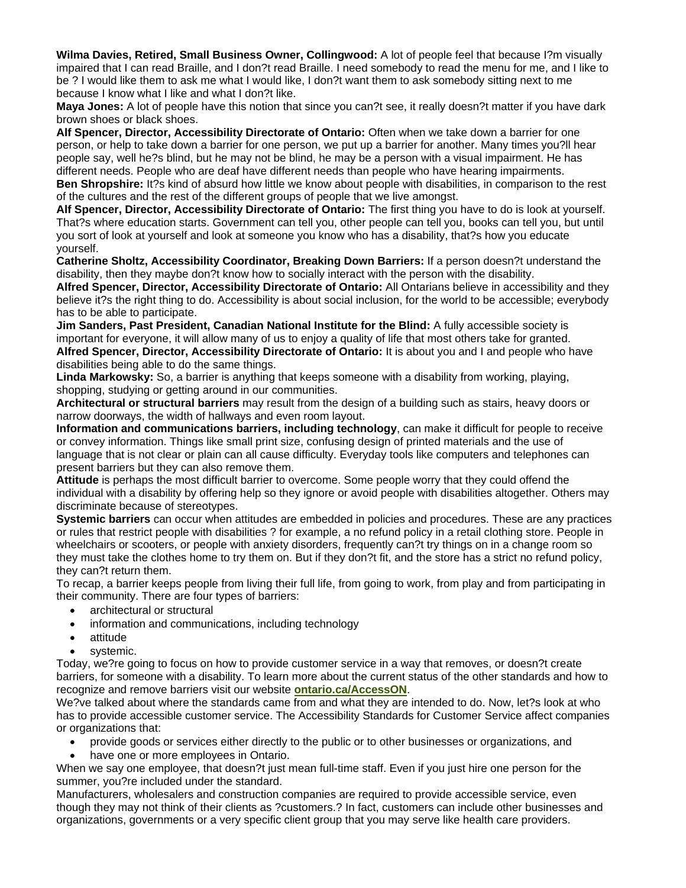**Wilma Davies, Retired, Small Business Owner, Collingwood:** A lot of people feel that because I?m visually impaired that I can read Braille, and I don?t read Braille. I need somebody to read the menu for me, and I like to be ? I would like them to ask me what I would like, I don?t want them to ask somebody sitting next to me because I know what I like and what I don?t like.

**Maya Jones:** A lot of people have this notion that since you can?t see, it really doesn?t matter if you have dark brown shoes or black shoes.

**Alf Spencer, Director, Accessibility Directorate of Ontario:** Often when we take down a barrier for one person, or help to take down a barrier for one person, we put up a barrier for another. Many times you?ll hear people say, well he?s blind, but he may not be blind, he may be a person with a visual impairment. He has different needs. People who are deaf have different needs than people who have hearing impairments.

**Ben Shropshire:** It?s kind of absurd how little we know about people with disabilities, in comparison to the rest of the cultures and the rest of the different groups of people that we live amongst.

**Alf Spencer, Director, Accessibility Directorate of Ontario:** The first thing you have to do is look at yourself. That?s where education starts. Government can tell you, other people can tell you, books can tell you, but until you sort of look at yourself and look at someone you know who has a disability, that?s how you educate yourself.

**Catherine Sholtz, Accessibility Coordinator, Breaking Down Barriers:** If a person doesn?t understand the disability, then they maybe don?t know how to socially interact with the person with the disability.

**Alfred Spencer, Director, Accessibility Directorate of Ontario:** All Ontarians believe in accessibility and they believe it?s the right thing to do. Accessibility is about social inclusion, for the world to be accessible; everybody has to be able to participate.

**Jim Sanders, Past President, Canadian National Institute for the Blind:** A fully accessible society is important for everyone, it will allow many of us to enjoy a quality of life that most others take for granted.

**Alfred Spencer, Director, Accessibility Directorate of Ontario:** It is about you and I and people who have disabilities being able to do the same things.

**Linda Markowsky:** So, a barrier is anything that keeps someone with a disability from working, playing, shopping, studying or getting around in our communities.

**Architectural or structural barriers** may result from the design of a building such as stairs, heavy doors or narrow doorways, the width of hallways and even room layout.

**Information and communications barriers, including technology**, can make it difficult for people to receive or convey information. Things like small print size, confusing design of printed materials and the use of language that is not clear or plain can all cause difficulty. Everyday tools like computers and telephones can present barriers but they can also remove them.

**Attitude** is perhaps the most difficult barrier to overcome. Some people worry that they could offend the individual with a disability by offering help so they ignore or avoid people with disabilities altogether. Others may discriminate because of stereotypes.

**Systemic barriers** can occur when attitudes are embedded in policies and procedures. These are any practices or rules that restrict people with disabilities ? for example, a no refund policy in a retail clothing store. People in wheelchairs or scooters, or people with anxiety disorders, frequently can?t try things on in a change room so they must take the clothes home to try them on. But if they don?t fit, and the store has a strict no refund policy, they can?t return them.

To recap, a barrier keeps people from living their full life, from going to work, from play and from participating in their community. There are four types of barriers:

- architectural or structural
- information and communications, including technology
- attitude
- systemic.

Today, we?re going to focus on how to provide customer service in a way that removes, or doesn?t create barriers, for someone with a disability. To learn more about the current status of the other standards and how to recognize and remove barriers visit our website **ontario.ca/AccessON**.

We?ve talked about where the standards came from and what they are intended to do. Now, let?s look at who has to provide accessible customer service. The Accessibility Standards for Customer Service affect companies or organizations that:

- provide goods or services either directly to the public or to other businesses or organizations, and
- have one or more employees in Ontario.

When we say one employee, that doesn?t just mean full-time staff. Even if you just hire one person for the summer, you?re included under the standard.

Manufacturers, wholesalers and construction companies are required to provide accessible service, even though they may not think of their clients as ?customers.? In fact, customers can include other businesses and organizations, governments or a very specific client group that you may serve like health care providers.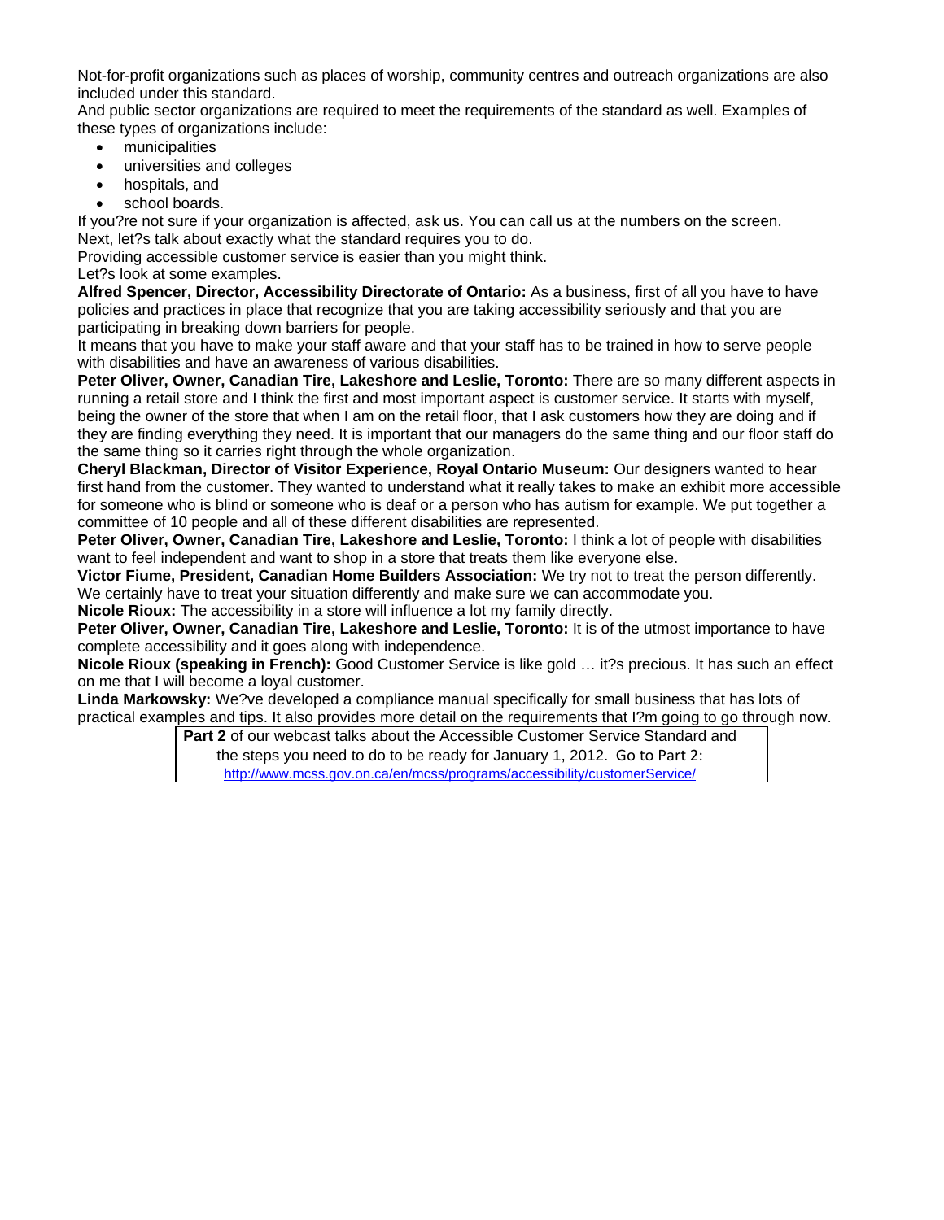Not-for-profit organizations such as places of worship, community centres and outreach organizations are also included under this standard.

And public sector organizations are required to meet the requirements of the standard as well. Examples of these types of organizations include:

- municipalities
- universities and colleges
- hospitals, and
- school boards.

If you?re not sure if your organization is affected, ask us. You can call us at the numbers on the screen.

Next, let?s talk about exactly what the standard requires you to do.

Providing accessible customer service is easier than you might think.

Let?s look at some examples.

**Alfred Spencer, Director, Accessibility Directorate of Ontario:** As a business, first of all you have to have policies and practices in place that recognize that you are taking accessibility seriously and that you are participating in breaking down barriers for people.

It means that you have to make your staff aware and that your staff has to be trained in how to serve people with disabilities and have an awareness of various disabilities.

**Peter Oliver, Owner, Canadian Tire, Lakeshore and Leslie, Toronto:** There are so many different aspects in running a retail store and I think the first and most important aspect is customer service. It starts with myself, being the owner of the store that when I am on the retail floor, that I ask customers how they are doing and if they are finding everything they need. It is important that our managers do the same thing and our floor staff do the same thing so it carries right through the whole organization.

**Cheryl Blackman, Director of Visitor Experience, Royal Ontario Museum:** Our designers wanted to hear first hand from the customer. They wanted to understand what it really takes to make an exhibit more accessible for someone who is blind or someone who is deaf or a person who has autism for example. We put together a committee of 10 people and all of these different disabilities are represented.

**Peter Oliver, Owner, Canadian Tire, Lakeshore and Leslie, Toronto:** I think a lot of people with disabilities want to feel independent and want to shop in a store that treats them like everyone else.

**Victor Fiume, President, Canadian Home Builders Association:** We try not to treat the person differently. We certainly have to treat your situation differently and make sure we can accommodate you.

**Nicole Rioux:** The accessibility in a store will influence a lot my family directly.

**Peter Oliver, Owner, Canadian Tire, Lakeshore and Leslie, Toronto:** It is of the utmost importance to have complete accessibility and it goes along with independence.

**Nicole Rioux (speaking in French):** Good Customer Service is like gold … it?s precious. It has such an effect on me that I will become a loyal customer.

**Linda Markowsky:** We?ve developed a compliance manual specifically for small business that has lots of practical examples and tips. It also provides more detail on the requirements that I?m going to go through now.

**Part 2** of our webcast talks about the Accessible Customer Service Standard and the steps you need to do to be ready for January 1, 2012. Go to Part 2: http://www.mcss.gov.on.ca/en/mcss/programs/accessibility/customerService/